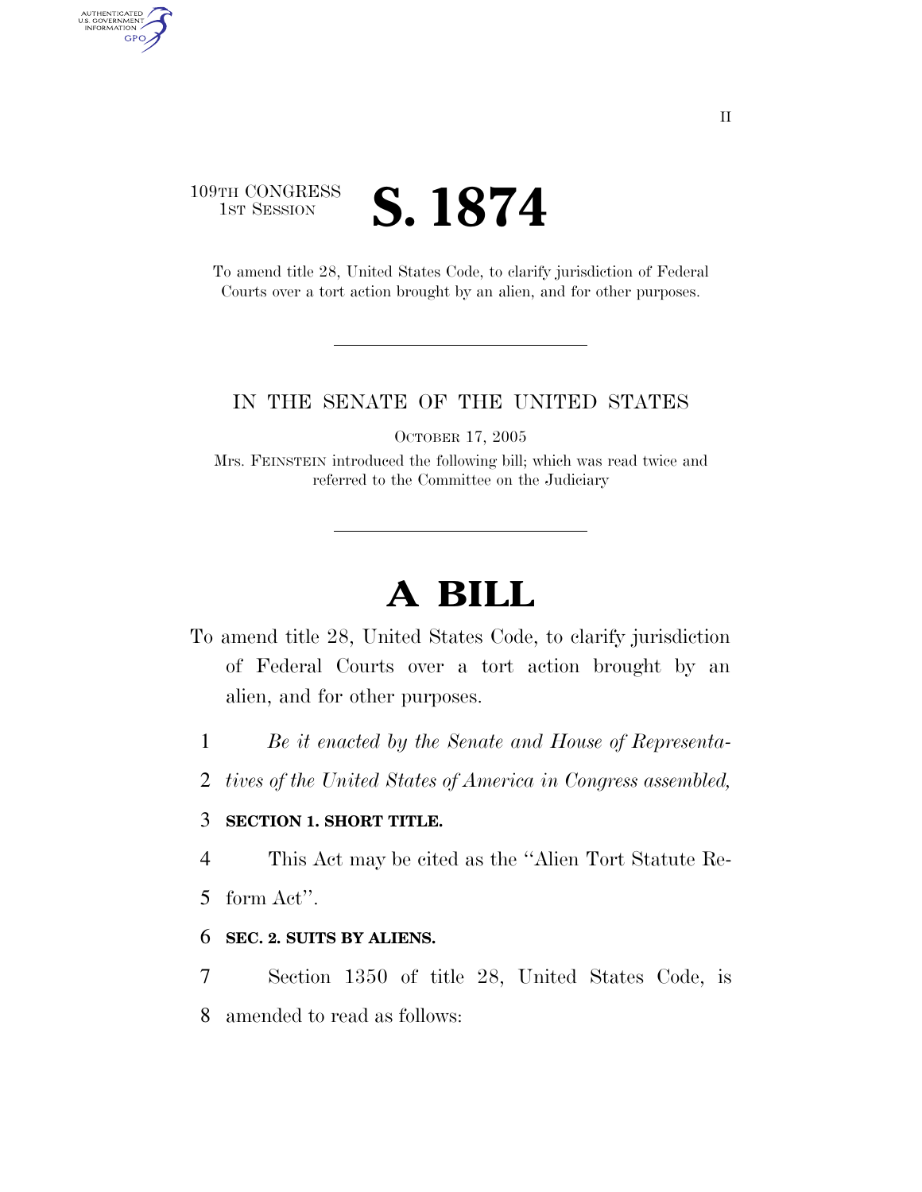109TH CONGRESS
1ST SESSION

# S. 1874

To amend title 28, United States Code, to clarify jurisdiction of Federal Courts over a tort action brought by an alien, and for other purposes.

IN THE SENATE OF THE UNITED STATES

OCTOBER 17, 2005

Mrs. FEINSTEIN introduced the following bill; which was read twice and referred to the Committee on the Judiciary

# A BILL

To amend title 28, United States Code, to clarify jurisdiction of Federal Courts over a tort action brought by an alien, and for other purposes.

1 *Be it enacted by the Senate and House of Representa-*
2 *tives of the United States of America in Congress assembled,*

3 **SECTION 1. SHORT TITLE.**

4 This Act may be cited as the "Alien Tort Statute Re-
5 form Act".

6 **SEC. 2. SUITS BY ALIENS.**

7 Section 1350 of title 28, United States Code, is
8 amended to read as follows: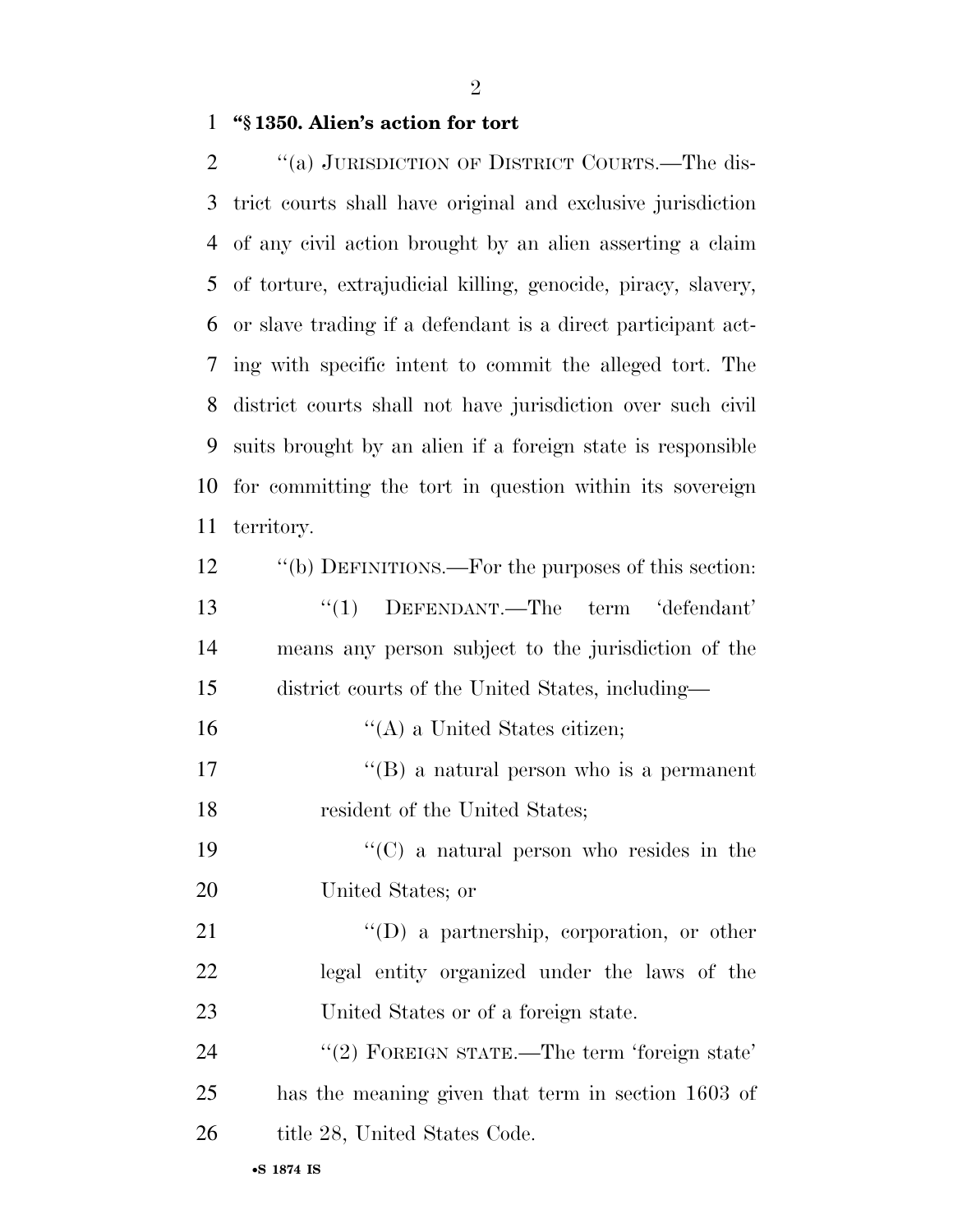**"§ 1350. Alien's action for tort**

"(a) JURISDICTION OF DISTRICT COURTS.—The district courts shall have original and exclusive jurisdiction of any civil action brought by an alien asserting a claim of torture, extrajudicial killing, genocide, piracy, slavery, or slave trading if a defendant is a direct participant acting with specific intent to commit the alleged tort. The district courts shall not have jurisdiction over such civil suits brought by an alien if a foreign state is responsible for committing the tort in question within its sovereign territory.

"(b) DEFINITIONS.—For the purposes of this section:

"(1) DEFENDANT.—The term 'defendant' means any person subject to the jurisdiction of the district courts of the United States, including—

"(A) a United States citizen;

"(B) a natural person who is a permanent resident of the United States;

"(C) a natural person who resides in the United States; or

"(D) a partnership, corporation, or other legal entity organized under the laws of the United States or of a foreign state.

"(2) FOREIGN STATE.—The term 'foreign state' has the meaning given that term in section 1603 of title 28, United States Code.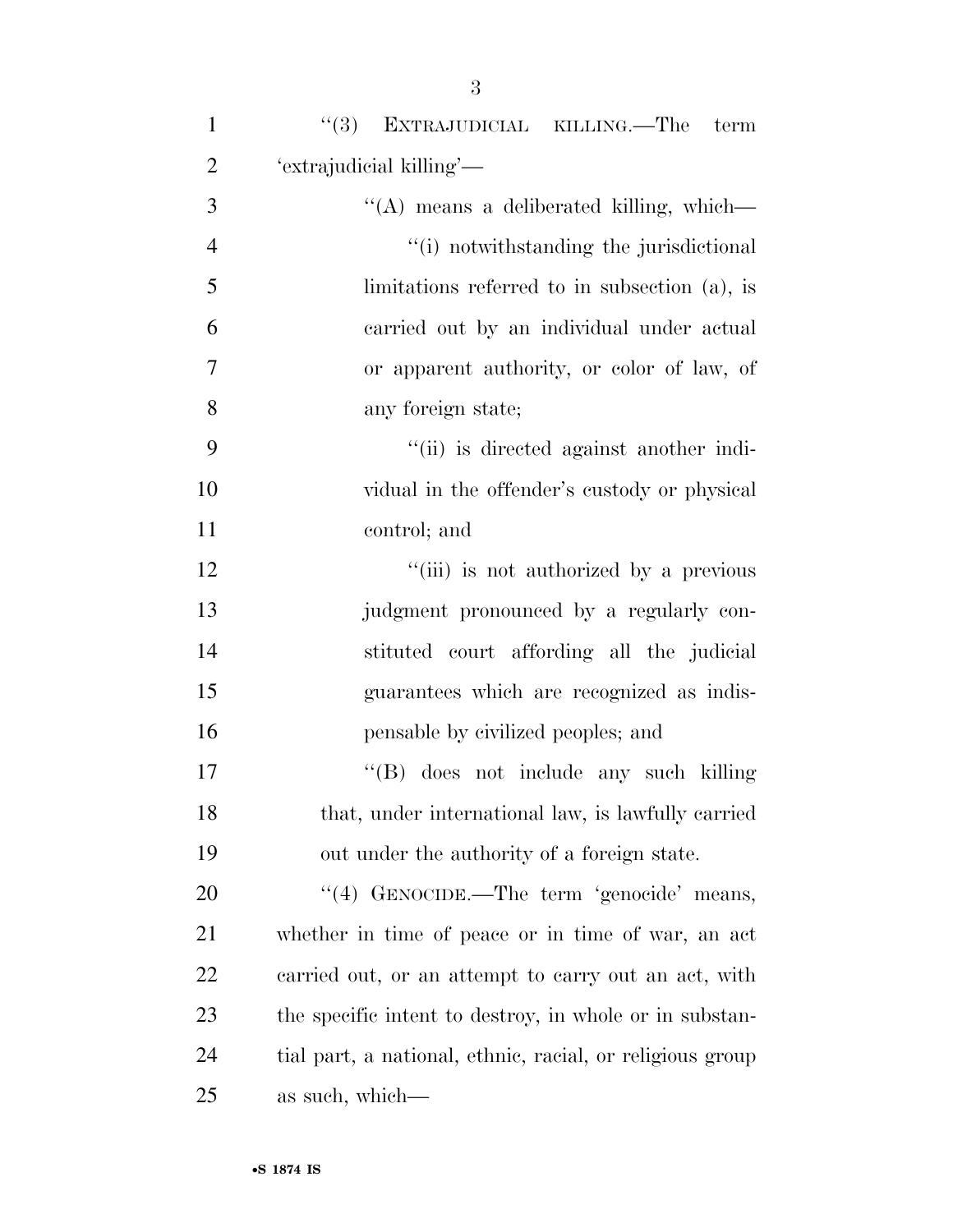"(3) EXTRAJUDICIAL KILLING.—The term 'extrajudicial killing'—

"(A) means a deliberated killing, which—

"(i) notwithstanding the jurisdictional limitations referred to in subsection (a), is carried out by an individual under actual or apparent authority, or color of law, of any foreign state;

"(ii) is directed against another individual in the offender's custody or physical control; and

"(iii) is not authorized by a previous judgment pronounced by a regularly constituted court affording all the judicial guarantees which are recognized as indispensable by civilized peoples; and

"(B) does not include any such killing that, under international law, is lawfully carried out under the authority of a foreign state.

"(4) GENOCIDE.—The term 'genocide' means, whether in time of peace or in time of war, an act carried out, or an attempt to carry out an act, with the specific intent to destroy, in whole or in substantial part, a national, ethnic, racial, or religious group as such, which—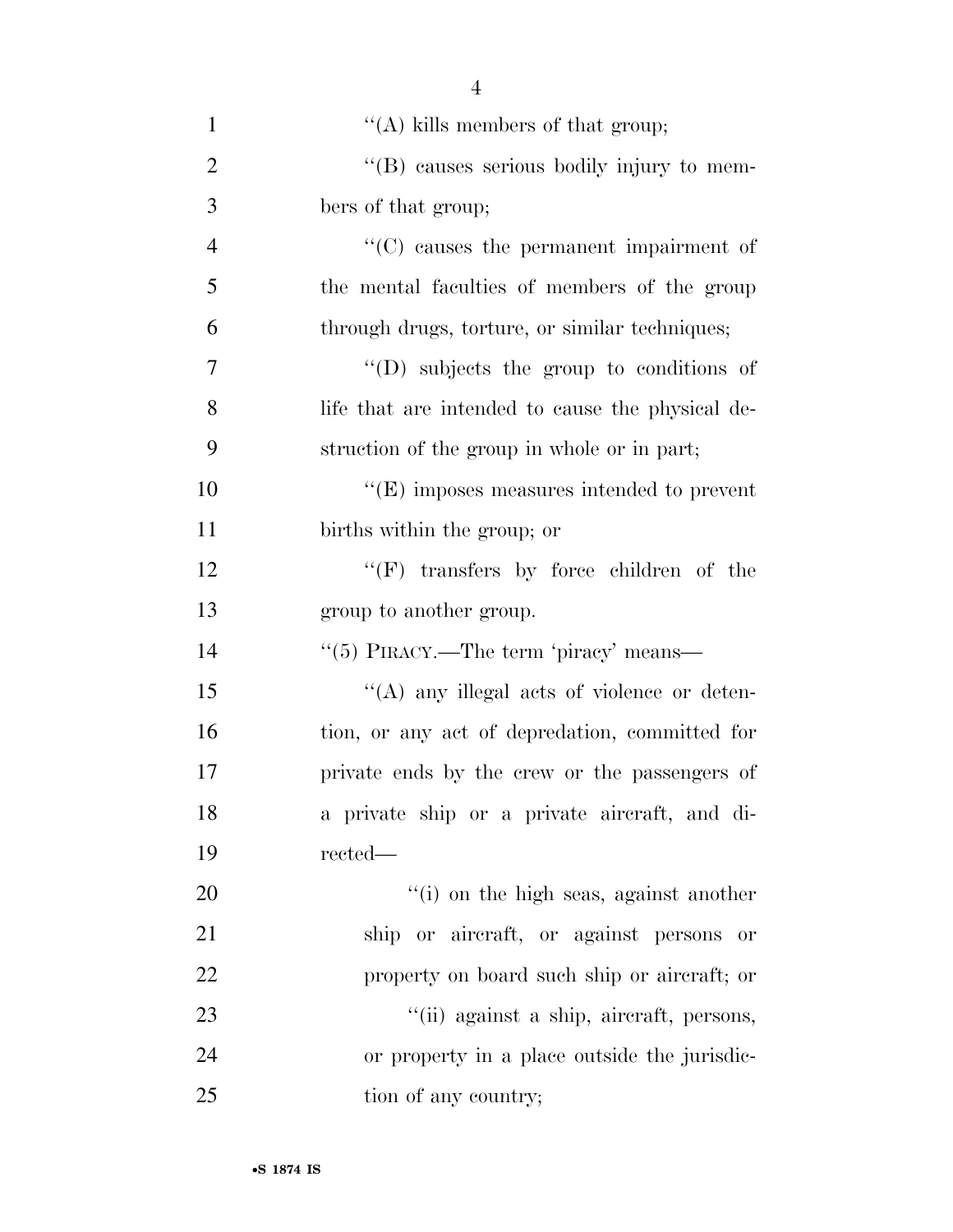''(A) kills members of that group;

''(B) causes serious bodily injury to members of that group;

''(C) causes the permanent impairment of the mental faculties of members of the group through drugs, torture, or similar techniques;

''(D) subjects the group to conditions of life that are intended to cause the physical destruction of the group in whole or in part;

''(E) imposes measures intended to prevent births within the group; or

''(F) transfers by force children of the group to another group.

''(5) PIRACY.—The term 'piracy' means—

''(A) any illegal acts of violence or detention, or any act of depredation, committed for private ends by the crew or the passengers of a private ship or a private aircraft, and directed—

''(i) on the high seas, against another ship or aircraft, or against persons or property on board such ship or aircraft; or

''(ii) against a ship, aircraft, persons, or property in a place outside the jurisdiction of any country;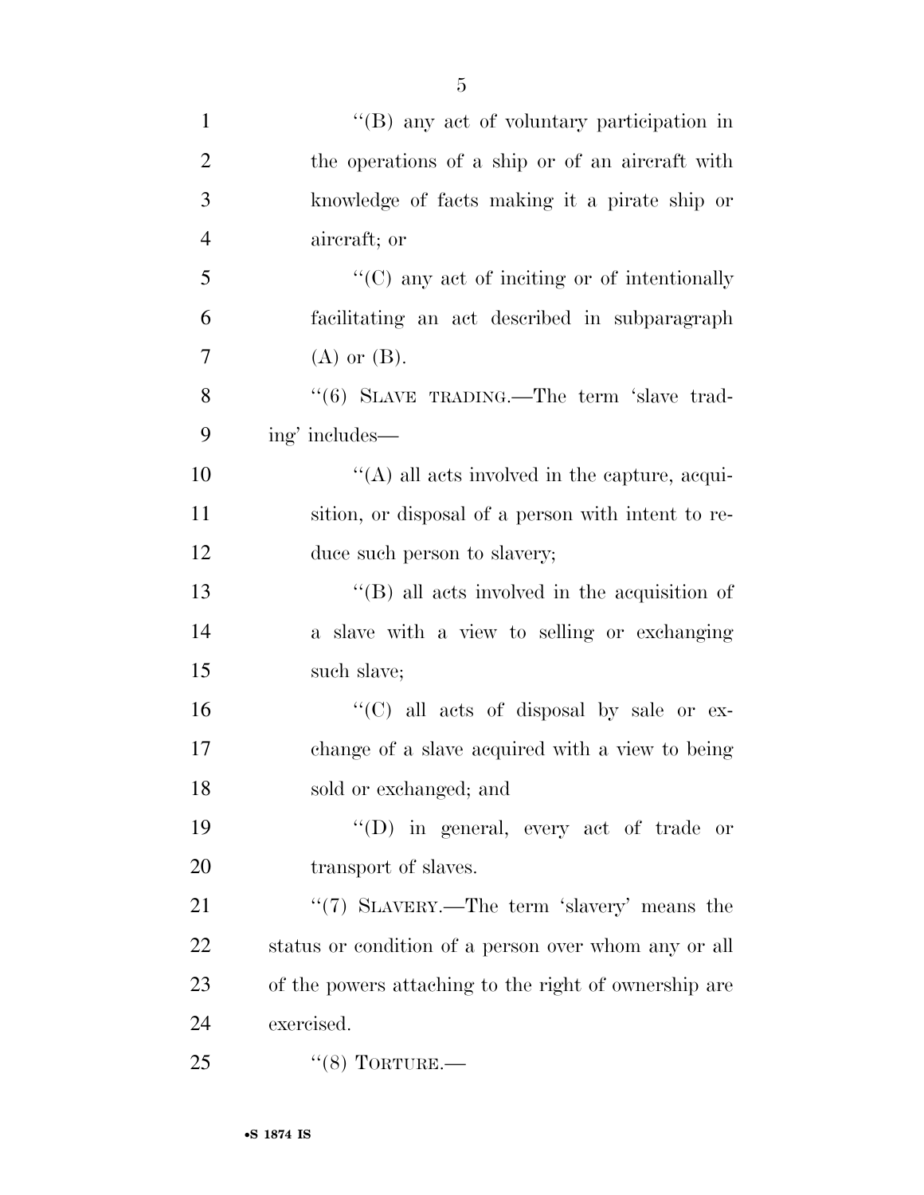''(B) any act of voluntary participation in the operations of a ship or of an aircraft with knowledge of facts making it a pirate ship or aircraft; or

''(C) any act of inciting or of intentionally facilitating an act described in subparagraph (A) or (B).

''(6) SLAVE TRADING.—The term 'slave trading' includes—

''(A) all acts involved in the capture, acquisition, or disposal of a person with intent to reduce such person to slavery;

''(B) all acts involved in the acquisition of a slave with a view to selling or exchanging such slave;

''(C) all acts of disposal by sale or exchange of a slave acquired with a view to being sold or exchanged; and

''(D) in general, every act of trade or transport of slaves.

''(7) SLAVERY.—The term 'slavery' means the status or condition of a person over whom any or all of the powers attaching to the right of ownership are exercised.

''(8) TORTURE.—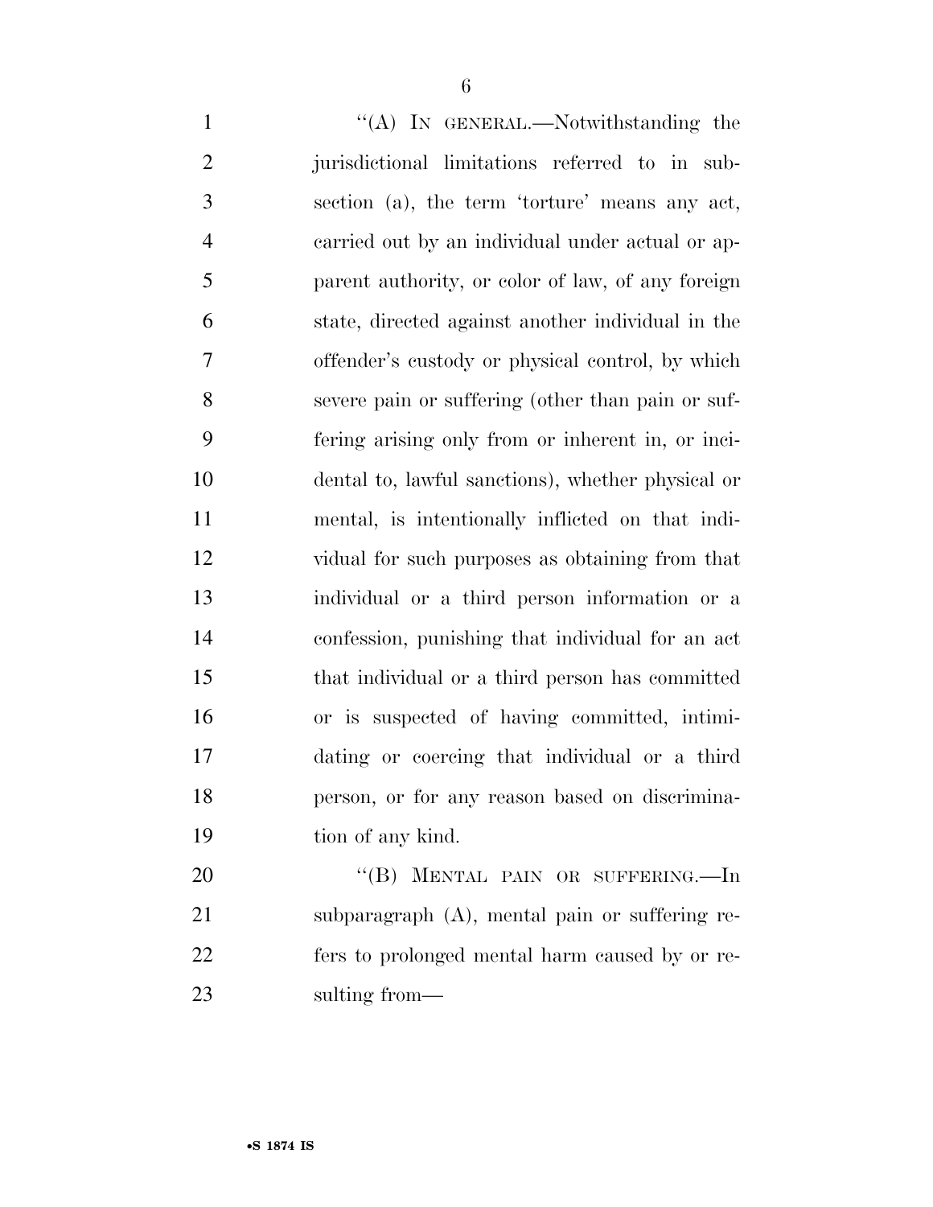"(A) IN GENERAL.—Notwithstanding the jurisdictional limitations referred to in subsection (a), the term 'torture' means any act, carried out by an individual under actual or apparent authority, or color of law, of any foreign state, directed against another individual in the offender's custody or physical control, by which severe pain or suffering (other than pain or suffering arising only from or inherent in, or incidental to, lawful sanctions), whether physical or mental, is intentionally inflicted on that individual for such purposes as obtaining from that individual or a third person information or a confession, punishing that individual for an act that individual or a third person has committed or is suspected of having committed, intimidating or coercing that individual or a third person, or for any reason based on discrimination of any kind.

"(B) MENTAL PAIN OR SUFFERING.—In subparagraph (A), mental pain or suffering refers to prolonged mental harm caused by or resulting from—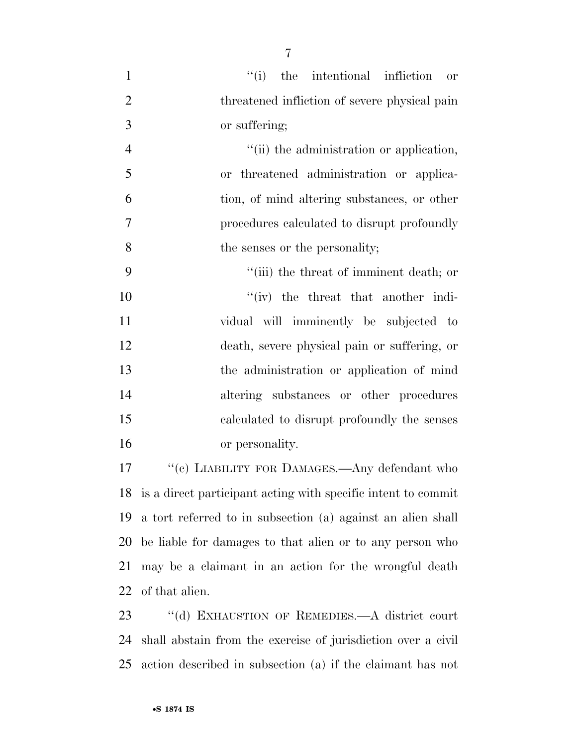"(i) the intentional infliction or threatened infliction of severe physical pain or suffering;

"(ii) the administration or application, or threatened administration or application, of mind altering substances, or other procedures calculated to disrupt profoundly the senses or the personality;

"(iii) the threat of imminent death; or

"(iv) the threat that another individual will imminently be subjected to death, severe physical pain or suffering, or the administration or application of mind altering substances or other procedures calculated to disrupt profoundly the senses or personality.

"(c) LIABILITY FOR DAMAGES.—Any defendant who is a direct participant acting with specific intent to commit a tort referred to in subsection (a) against an alien shall be liable for damages to that alien or to any person who may be a claimant in an action for the wrongful death of that alien.

"(d) EXHAUSTION OF REMEDIES.—A district court shall abstain from the exercise of jurisdiction over a civil action described in subsection (a) if the claimant has not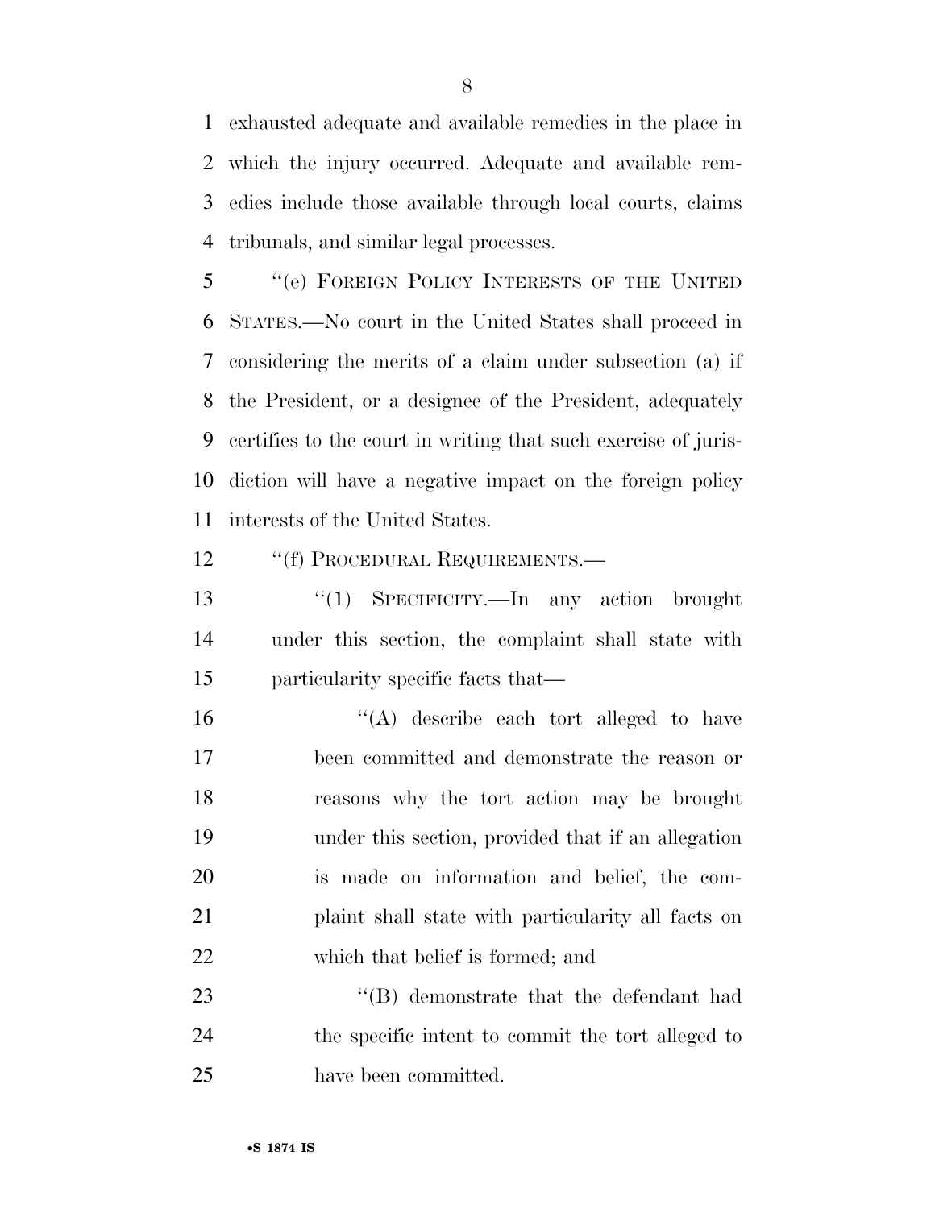exhausted adequate and available remedies in the place in which the injury occurred. Adequate and available remedies include those available through local courts, claims tribunals, and similar legal processes.

"(e) FOREIGN POLICY INTERESTS OF THE UNITED STATES.—No court in the United States shall proceed in considering the merits of a claim under subsection (a) if the President, or a designee of the President, adequately certifies to the court in writing that such exercise of jurisdiction will have a negative impact on the foreign policy interests of the United States.

"(f) PROCEDURAL REQUIREMENTS.—

"(1) SPECIFICITY.—In any action brought under this section, the complaint shall state with particularity specific facts that—

"(A) describe each tort alleged to have been committed and demonstrate the reason or reasons why the tort action may be brought under this section, provided that if an allegation is made on information and belief, the complaint shall state with particularity all facts on which that belief is formed; and

"(B) demonstrate that the defendant had the specific intent to commit the tort alleged to have been committed.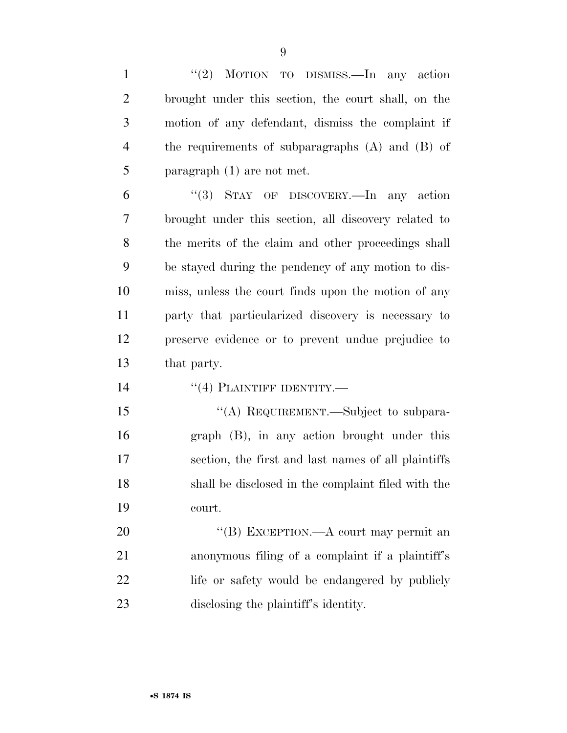"(2) MOTION TO DISMISS.—In any action brought under this section, the court shall, on the motion of any defendant, dismiss the complaint if the requirements of subparagraphs (A) and (B) of paragraph (1) are not met.

"(3) STAY OF DISCOVERY.—In any action brought under this section, all discovery related to the merits of the claim and other proceedings shall be stayed during the pendency of any motion to dismiss, unless the court finds upon the motion of any party that particularized discovery is necessary to preserve evidence or to prevent undue prejudice to that party.

"(4) PLAINTIFF IDENTITY.—

"(A) REQUIREMENT.—Subject to subparagraph (B), in any action brought under this section, the first and last names of all plaintiffs shall be disclosed in the complaint filed with the court.

"(B) EXCEPTION.—A court may permit an anonymous filing of a complaint if a plaintiff's life or safety would be endangered by publicly disclosing the plaintiff's identity.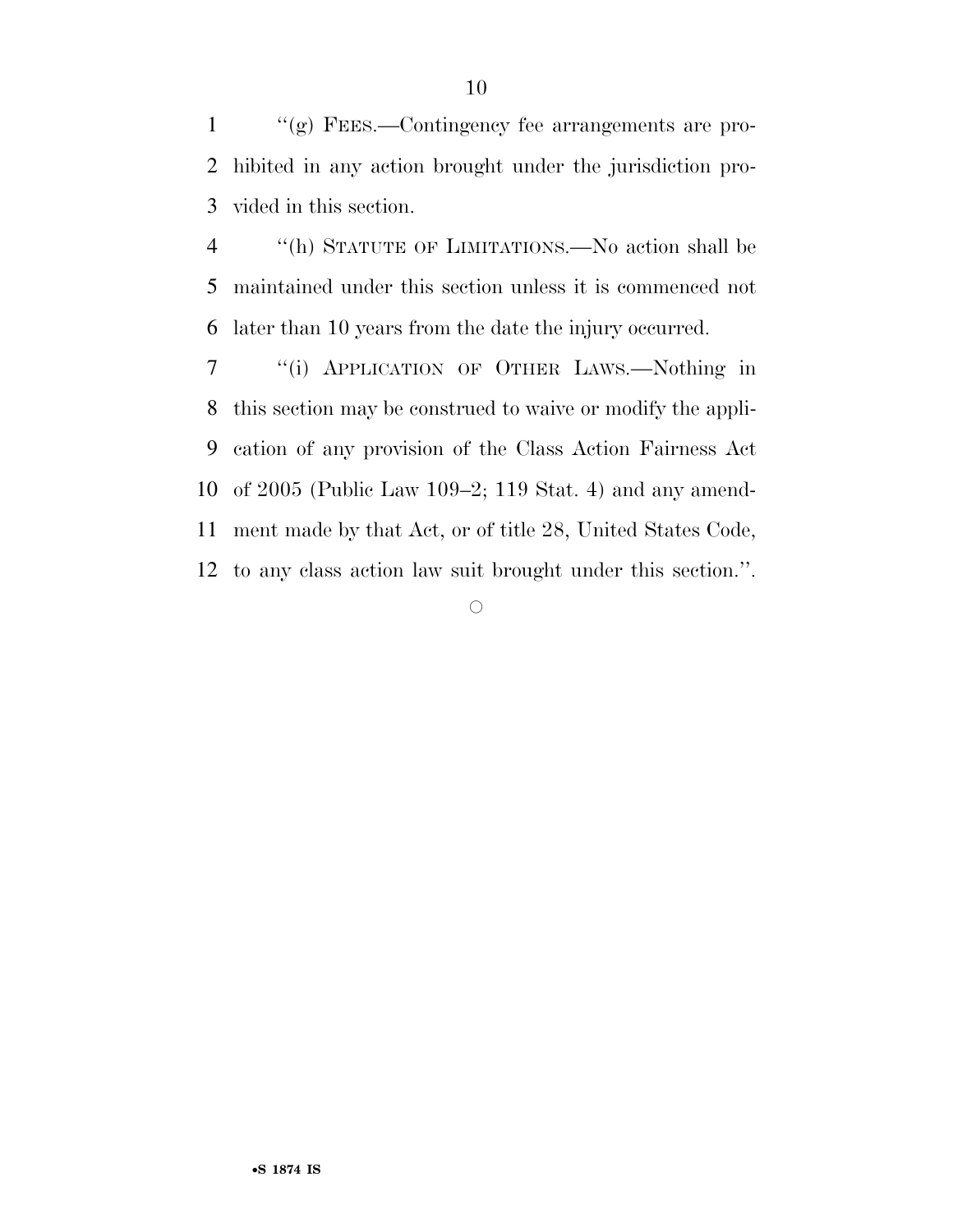''(g) FEES.—Contingency fee arrangements are prohibited in any action brought under the jurisdiction provided in this section.

''(h) STATUTE OF LIMITATIONS.—No action shall be maintained under this section unless it is commenced not later than 10 years from the date the injury occurred.

''(i) APPLICATION OF OTHER LAWS.—Nothing in this section may be construed to waive or modify the application of any provision of the Class Action Fairness Act of 2005 (Public Law 109–2; 119 Stat. 4) and any amendment made by that Act, or of title 28, United States Code, to any class action law suit brought under this section.''.

○